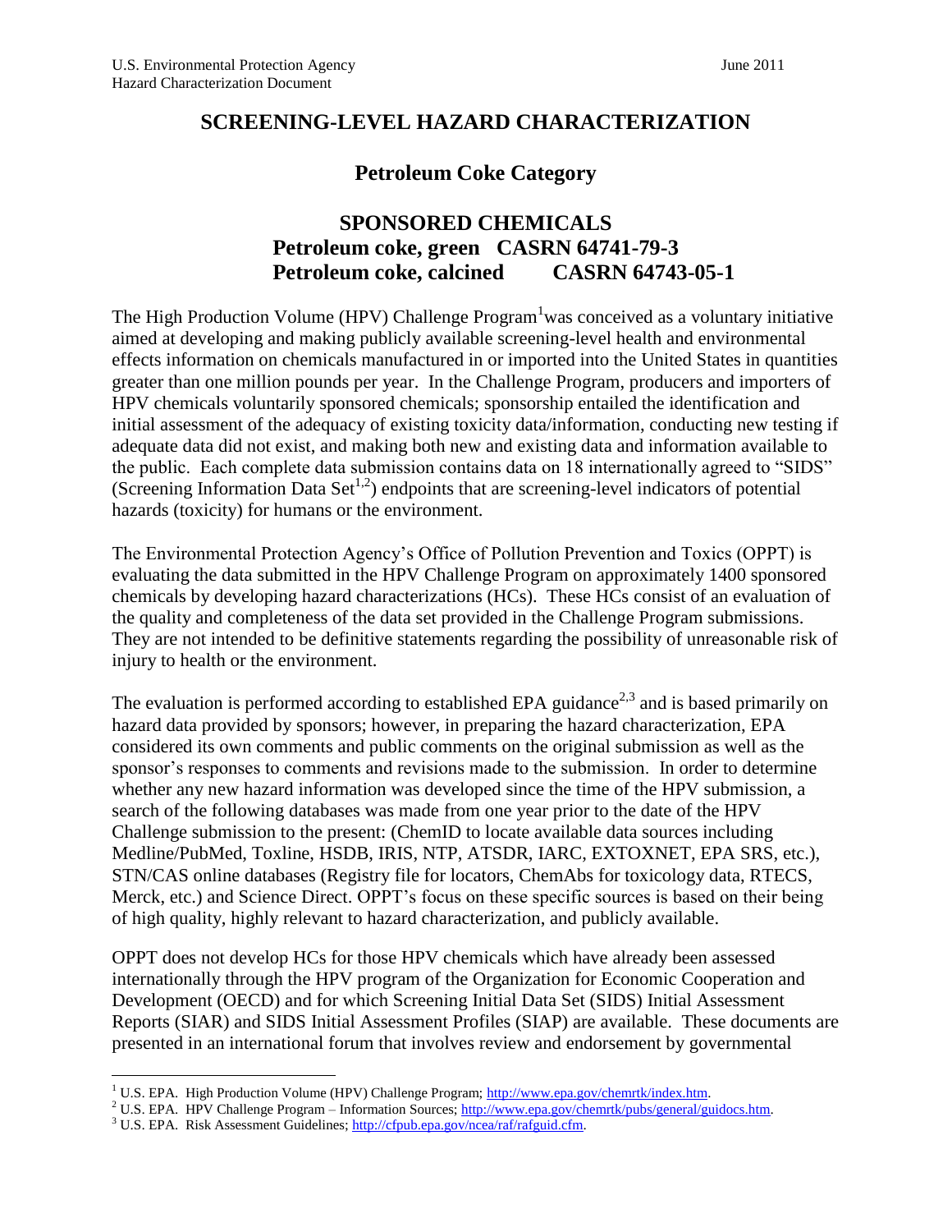# SCREENING-LEVEL HAZARD CHARACTERIZATION

## Petroleum Coke Category

## SPONSORED CHEMICALS

**Petroleum coke, green CASRN 64741-79-3**
**Petroleum coke, calcined CASRN 64743-05-1**

The High Production Volume (HPV) Challenge Program[1] was conceived as a voluntary initiative aimed at developing and making publicly available screening-level health and environmental effects information on chemicals manufactured in or imported into the United States in quantities greater than one million pounds per year. In the Challenge Program, producers and importers of HPV chemicals voluntarily sponsored chemicals; sponsorship entailed the identification and initial assessment of the adequacy of existing toxicity data/information, conducting new testing if adequate data did not exist, and making both new and existing data and information available to the public. Each complete data submission contains data on 18 internationally agreed to "SIDS" (Screening Information Data Set[1,2]) endpoints that are screening-level indicators of potential hazards (toxicity) for humans or the environment.

The Environmental Protection Agency's Office of Pollution Prevention and Toxics (OPPT) is evaluating the data submitted in the HPV Challenge Program on approximately 1400 sponsored chemicals by developing hazard characterizations (HCs). These HCs consist of an evaluation of the quality and completeness of the data set provided in the Challenge Program submissions. They are not intended to be definitive statements regarding the possibility of unreasonable risk of injury to health or the environment.

The evaluation is performed according to established EPA guidance[2,3] and is based primarily on hazard data provided by sponsors; however, in preparing the hazard characterization, EPA considered its own comments and public comments on the original submission as well as the sponsor's responses to comments and revisions made to the submission. In order to determine whether any new hazard information was developed since the time of the HPV submission, a search of the following databases was made from one year prior to the date of the HPV Challenge submission to the present: (ChemID to locate available data sources including Medline/PubMed, Toxline, HSDB, IRIS, NTP, ATSDR, IARC, EXTOXNET, EPA SRS, etc.), STN/CAS online databases (Registry file for locators, ChemAbs for toxicology data, RTECS, Merck, etc.) and Science Direct. OPPT's focus on these specific sources is based on their being of high quality, highly relevant to hazard characterization, and publicly available.

OPPT does not develop HCs for those HPV chemicals which have already been assessed internationally through the HPV program of the Organization for Economic Cooperation and Development (OECD) and for which Screening Initial Data Set (SIDS) Initial Assessment Reports (SIAR) and SIDS Initial Assessment Profiles (SIAP) are available. These documents are presented in an international forum that involves review and endorsement by governmental

---

[1] U.S. EPA. High Production Volume (HPV) Challenge Program; http://www.epa.gov/chemrtk/index.htm.

[2] U.S. EPA. HPV Challenge Program – Information Sources; http://www.epa.gov/chemrtk/pubs/general/guidocs.htm.

[3] U.S. EPA. Risk Assessment Guidelines; http://cfpub.epa.gov/ncea/raf/rafguid.cfm.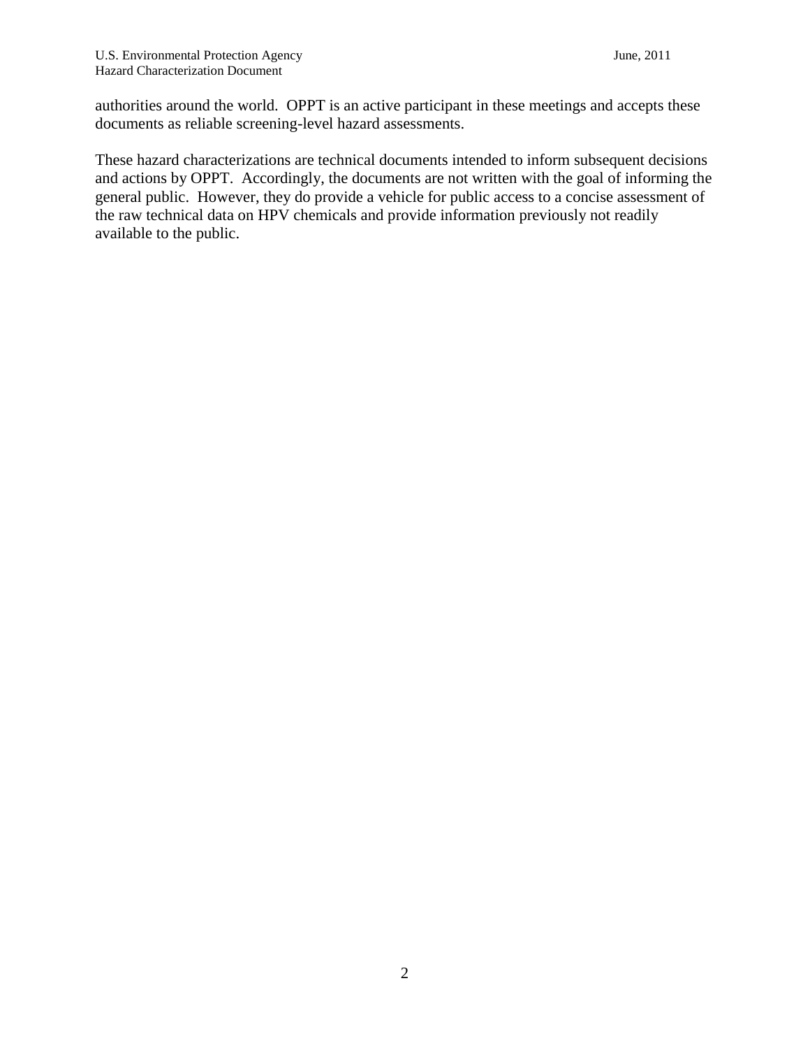authorities around the world. OPPT is an active participant in these meetings and accepts these documents as reliable screening-level hazard assessments.

These hazard characterizations are technical documents intended to inform subsequent decisions and actions by OPPT. Accordingly, the documents are not written with the goal of informing the general public. However, they do provide a vehicle for public access to a concise assessment of the raw technical data on HPV chemicals and provide information previously not readily available to the public.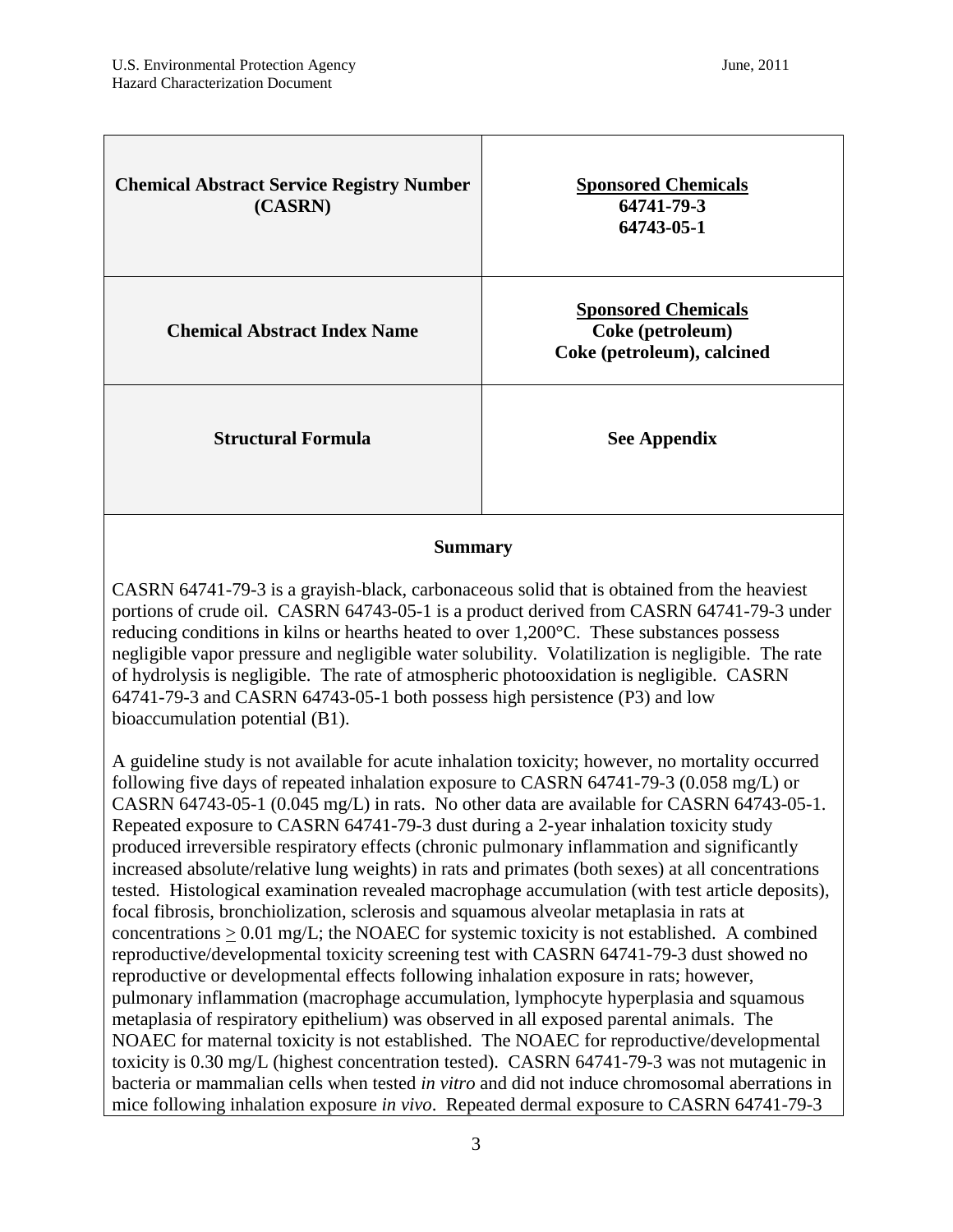| Chemical Abstract Service Registry Number (CASRN) | Sponsored Chemicals<br>64741-79-3<br>64743-05-1 |
|---|---|
| **Chemical Abstract Index Name** | **Sponsored Chemicals**<br>**Coke (petroleum)**<br>**Coke (petroleum), calcined** |
| **Structural Formula** | **See Appendix** |

### Summary

CASRN 64741-79-3 is a grayish-black, carbonaceous solid that is obtained from the heaviest portions of crude oil. CASRN 64743-05-1 is a product derived from CASRN 64741-79-3 under reducing conditions in kilns or hearths heated to over 1,200°C. These substances possess negligible vapor pressure and negligible water solubility. Volatilization is negligible. The rate of hydrolysis is negligible. The rate of atmospheric photooxidation is negligible. CASRN 64741-79-3 and CASRN 64743-05-1 both possess high persistence (P3) and low bioaccumulation potential (B1).

A guideline study is not available for acute inhalation toxicity; however, no mortality occurred following five days of repeated inhalation exposure to CASRN 64741-79-3 (0.058 mg/L) or CASRN 64743-05-1 (0.045 mg/L) in rats. No other data are available for CASRN 64743-05-1. Repeated exposure to CASRN 64741-79-3 dust during a 2-year inhalation toxicity study produced irreversible respiratory effects (chronic pulmonary inflammation and significantly increased absolute/relative lung weights) in rats and primates (both sexes) at all concentrations tested. Histological examination revealed macrophage accumulation (with test article deposits), focal fibrosis, bronchiolization, sclerosis and squamous alveolar metaplasia in rats at concentrations $\geq$ 0.01 mg/L; the NOAEC for systemic toxicity is not established. A combined reproductive/developmental toxicity screening test with CASRN 64741-79-3 dust showed no reproductive or developmental effects following inhalation exposure in rats; however, pulmonary inflammation (macrophage accumulation, lymphocyte hyperplasia and squamous metaplasia of respiratory epithelium) was observed in all exposed parental animals. The NOAEC for maternal toxicity is not established. The NOAEC for reproductive/developmental toxicity is 0.30 mg/L (highest concentration tested). CASRN 64741-79-3 was not mutagenic in bacteria or mammalian cells when tested *in vitro* and did not induce chromosomal aberrations in mice following inhalation exposure *in vivo*. Repeated dermal exposure to CASRN 64741-79-3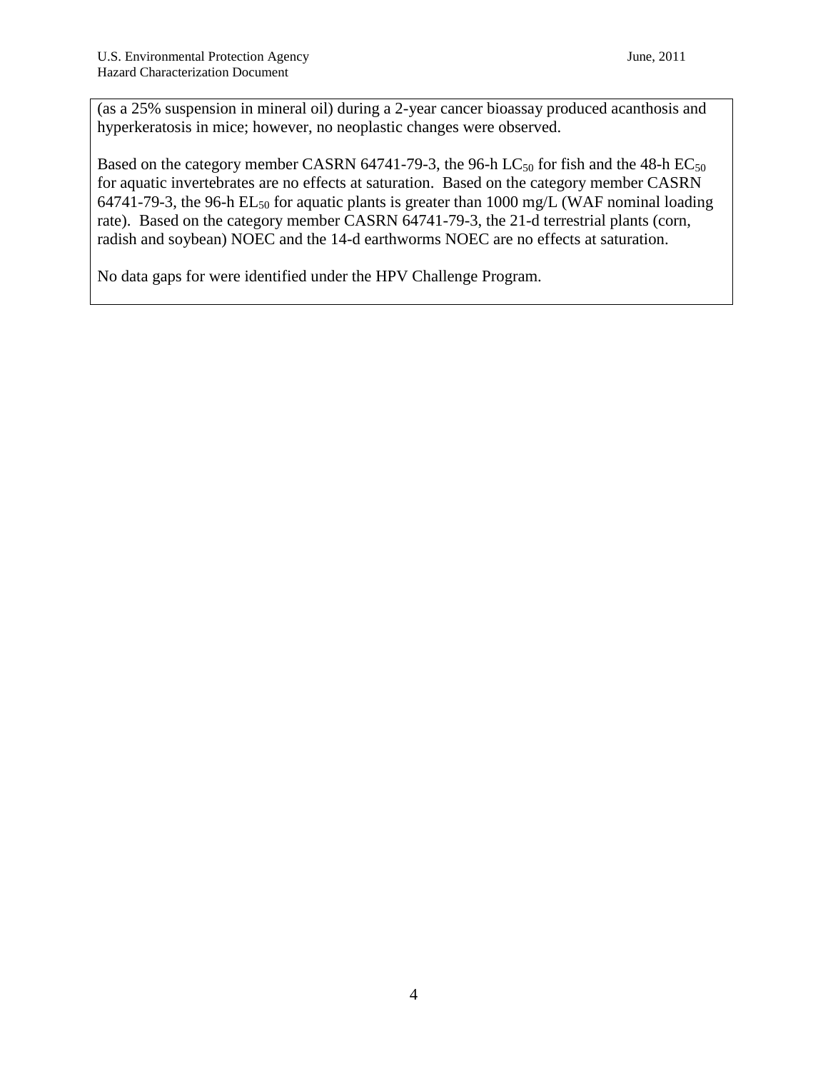(as a 25% suspension in mineral oil) during a 2-year cancer bioassay produced acanthosis and hyperkeratosis in mice; however, no neoplastic changes were observed.

Based on the category member CASRN 64741-79-3, the 96-h $LC_{50}$ for fish and the 48-h $EC_{50}$ for aquatic invertebrates are no effects at saturation. Based on the category member CASRN 64741-79-3, the 96-h $EL_{50}$ for aquatic plants is greater than 1000 mg/L (WAF nominal loading rate). Based on the category member CASRN 64741-79-3, the 21-d terrestrial plants (corn, radish and soybean) NOEC and the 14-d earthworms NOEC are no effects at saturation.

No data gaps for were identified under the HPV Challenge Program.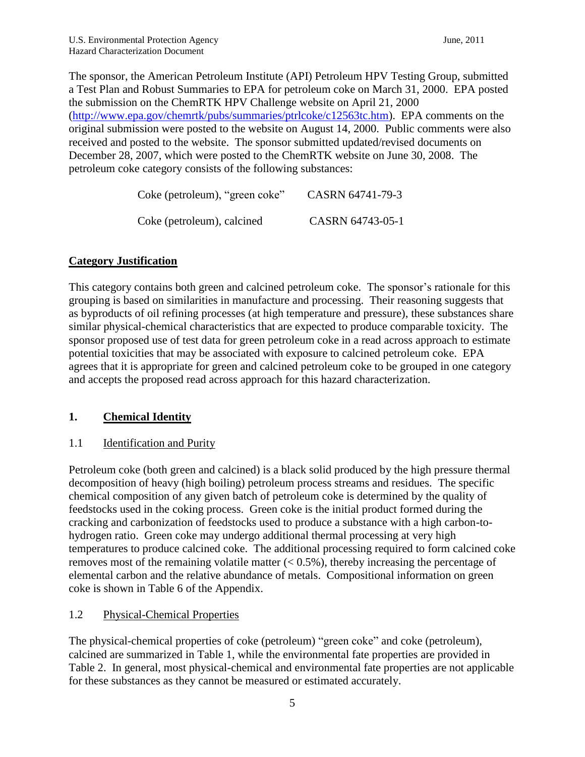The sponsor, the American Petroleum Institute (API) Petroleum HPV Testing Group, submitted a Test Plan and Robust Summaries to EPA for petroleum coke on March 31, 2000. EPA posted the submission on the ChemRTK HPV Challenge website on April 21, 2000 (http://www.epa.gov/chemrtk/pubs/summaries/ptrlcoke/c12563tc.htm). EPA comments on the original submission were posted to the website on August 14, 2000. Public comments were also received and posted to the website. The sponsor submitted updated/revised documents on December 28, 2007, which were posted to the ChemRTK website on June 30, 2008. The petroleum coke category consists of the following substances:

| | |
|---|---|
| Coke (petroleum), "green coke" | CASRN 64741-79-3 |
| Coke (petroleum), calcined | CASRN 64743-05-1 |

## Category Justification

This category contains both green and calcined petroleum coke. The sponsor's rationale for this grouping is based on similarities in manufacture and processing. Their reasoning suggests that as byproducts of oil refining processes (at high temperature and pressure), these substances share similar physical-chemical characteristics that are expected to produce comparable toxicity. The sponsor proposed use of test data for green petroleum coke in a read across approach to estimate potential toxicities that may be associated with exposure to calcined petroleum coke. EPA agrees that it is appropriate for green and calcined petroleum coke to be grouped in one category and accepts the proposed read across approach for this hazard characterization.

## 1. Chemical Identity

### 1.1 Identification and Purity

Petroleum coke (both green and calcined) is a black solid produced by the high pressure thermal decomposition of heavy (high boiling) petroleum process streams and residues. The specific chemical composition of any given batch of petroleum coke is determined by the quality of feedstocks used in the coking process. Green coke is the initial product formed during the cracking and carbonization of feedstocks used to produce a substance with a high carbon-to-hydrogen ratio. Green coke may undergo additional thermal processing at very high temperatures to produce calcined coke. The additional processing required to form calcined coke removes most of the remaining volatile matter (< 0.5%), thereby increasing the percentage of elemental carbon and the relative abundance of metals. Compositional information on green coke is shown in Table 6 of the Appendix.

### 1.2 Physical-Chemical Properties

The physical-chemical properties of coke (petroleum) "green coke" and coke (petroleum), calcined are summarized in Table 1, while the environmental fate properties are provided in Table 2. In general, most physical-chemical and environmental fate properties are not applicable for these substances as they cannot be measured or estimated accurately.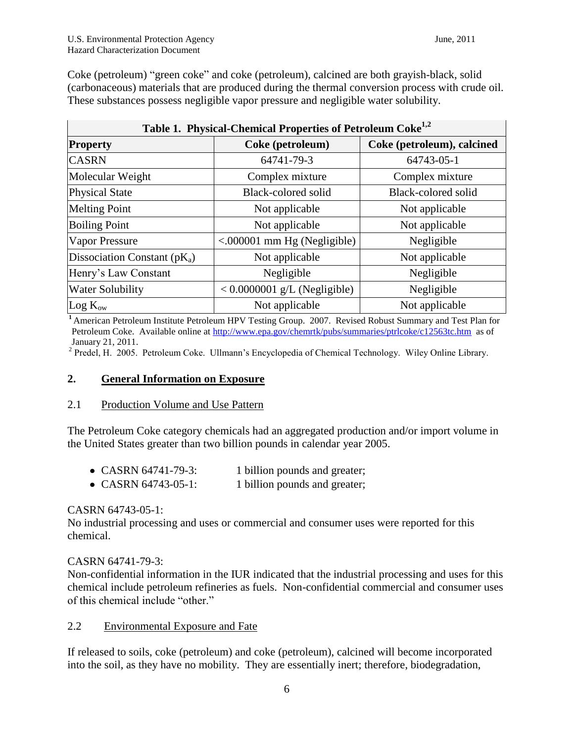Coke (petroleum) "green coke" and coke (petroleum), calcined are both grayish-black, solid (carbonaceous) materials that are produced during the thermal conversion process with crude oil. These substances possess negligible vapor pressure and negligible water solubility.

**Table 1. Physical-Chemical Properties of Petroleum Coke[1,2]**

| Property | Coke (petroleum) | Coke (petroleum), calcined |
|---|---|---|
| CASRN | 64741-79-3 | 64743-05-1 |
| Molecular Weight | Complex mixture | Complex mixture |
| Physical State | Black-colored solid | Black-colored solid |
| Melting Point | Not applicable | Not applicable |
| Boiling Point | Not applicable | Not applicable |
| Vapor Pressure | <.000001 mm Hg (Negligible) | Negligible |
| Dissociation Constant ($pK_a$) | Not applicable | Not applicable |
| Henry's Law Constant | Negligible | Negligible |
| Water Solubility | < 0.0000001 g/L (Negligible) | Negligible |
| Log $K_{ow}$ | Not applicable | Not applicable |

[1] American Petroleum Institute Petroleum HPV Testing Group. 2007. Revised Robust Summary and Test Plan for Petroleum Coke. Available online at http://www.epa.gov/chemrtk/pubs/summaries/ptrlcoke/c12563tc.htm as of January 21, 2011.

[2] Predel, H. 2005. Petroleum Coke. Ullmann's Encyclopedia of Chemical Technology. Wiley Online Library.

## 2. General Information on Exposure

### 2.1 Production Volume and Use Pattern

The Petroleum Coke category chemicals had an aggregated production and/or import volume in the United States greater than two billion pounds in calendar year 2005.

- CASRN 64741-79-3: 1 billion pounds and greater;
- CASRN 64743-05-1: 1 billion pounds and greater;

CASRN 64743-05-1:
No industrial processing and uses or commercial and consumer uses were reported for this chemical.

CASRN 64741-79-3:
Non-confidential information in the IUR indicated that the industrial processing and uses for this chemical include petroleum refineries as fuels. Non-confidential commercial and consumer uses of this chemical include "other."

### 2.2 Environmental Exposure and Fate

If released to soils, coke (petroleum) and coke (petroleum), calcined will become incorporated into the soil, as they have no mobility. They are essentially inert; therefore, biodegradation,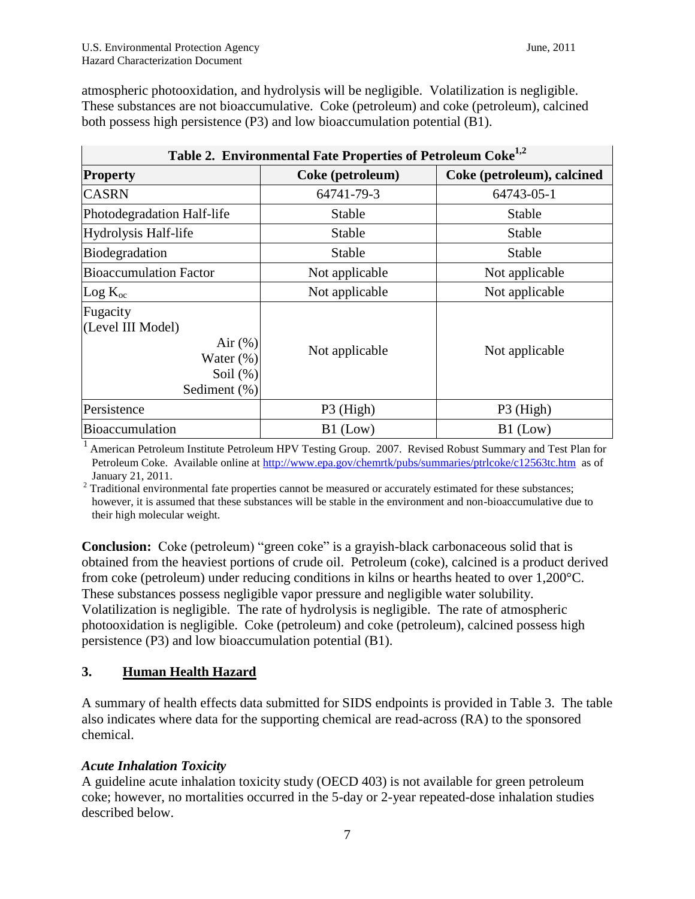atmospheric photooxidation, and hydrolysis will be negligible. Volatilization is negligible. These substances are not bioaccumulative. Coke (petroleum) and coke (petroleum), calcined both possess high persistence (P3) and low bioaccumulation potential (B1).

| Table 2. Environmental Fate Properties of Petroleum Coke[1,2] | | |
|---|---|---|
| **Property** | **Coke (petroleum)** | **Coke (petroleum), calcined** |
| CASRN | 64741-79-3 | 64743-05-1 |
| Photodegradation Half-life | Stable | Stable |
| Hydrolysis Half-life | Stable | Stable |
| Biodegradation | Stable | Stable |
| Bioaccumulation Factor | Not applicable | Not applicable |
| Log $K_{oc}$ | Not applicable | Not applicable |
| Fugacity (Level III Model) Air (%) Water (%) Soil (%) Sediment (%) | Not applicable | Not applicable |
| Persistence | P3 (High) | P3 (High) |
| Bioaccumulation | B1 (Low) | B1 (Low) |

[1] American Petroleum Institute Petroleum HPV Testing Group. 2007. Revised Robust Summary and Test Plan for Petroleum Coke. Available online at http://www.epa.gov/chemrtk/pubs/summaries/ptrlcoke/c12563tc.htm as of January 21, 2011.

[2] Traditional environmental fate properties cannot be measured or accurately estimated for these substances; however, it is assumed that these substances will be stable in the environment and non-bioaccumulative due to their high molecular weight.

**Conclusion:** Coke (petroleum) "green coke" is a grayish-black carbonaceous solid that is obtained from the heaviest portions of crude oil. Petroleum (coke), calcined is a product derived from coke (petroleum) under reducing conditions in kilns or hearths heated to over 1,200°C. These substances possess negligible vapor pressure and negligible water solubility. Volatilization is negligible. The rate of hydrolysis is negligible. The rate of atmospheric photooxidation is negligible. Coke (petroleum) and coke (petroleum), calcined possess high persistence (P3) and low bioaccumulation potential (B1).

## 3. Human Health Hazard

A summary of health effects data submitted for SIDS endpoints is provided in Table 3. The table also indicates where data for the supporting chemical are read-across (RA) to the sponsored chemical.

### *Acute Inhalation Toxicity*

A guideline acute inhalation toxicity study (OECD 403) is not available for green petroleum coke; however, no mortalities occurred in the 5-day or 2-year repeated-dose inhalation studies described below.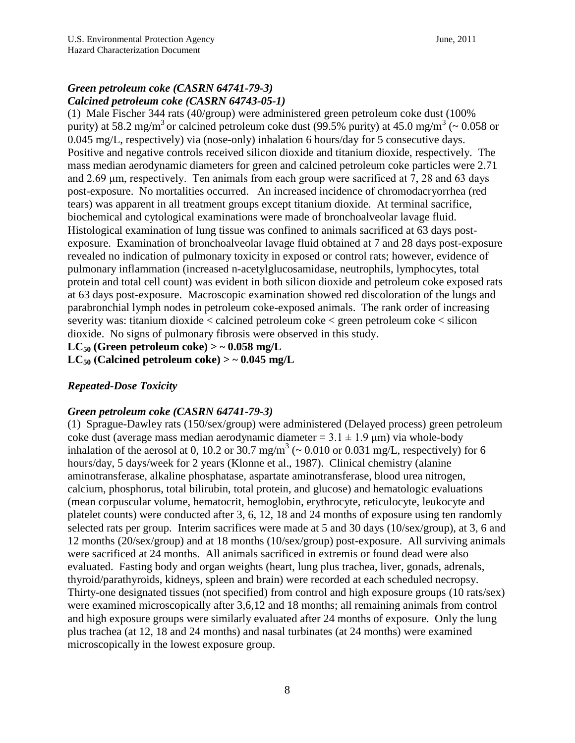***Green petroleum coke (CASRN 64741-79-3)***
***Calcined petroleum coke (CASRN 64743-05-1)***

(1) Male Fischer 344 rats (40/group) were administered green petroleum coke dust (100% purity) at 58.2 mg/m$^3$ or calcined petroleum coke dust (99.5% purity) at 45.0 mg/m$^3$ (~ 0.058 or 0.045 mg/L, respectively) via (nose-only) inhalation 6 hours/day for 5 consecutive days. Positive and negative controls received silicon dioxide and titanium dioxide, respectively. The mass median aerodynamic diameters for green and calcined petroleum coke particles were 2.71 and 2.69 µm, respectively. Ten animals from each group were sacrificed at 7, 28 and 63 days post-exposure. No mortalities occurred. An increased incidence of chromodacryorrhea (red tears) was apparent in all treatment groups except titanium dioxide. At terminal sacrifice, biochemical and cytological examinations were made of bronchoalveolar lavage fluid. Histological examination of lung tissue was confined to animals sacrificed at 63 days post-exposure. Examination of bronchoalveolar lavage fluid obtained at 7 and 28 days post-exposure revealed no indication of pulmonary toxicity in exposed or control rats; however, evidence of pulmonary inflammation (increased n-acetylglucosamidase, neutrophils, lymphocytes, total protein and total cell count) was evident in both silicon dioxide and petroleum coke exposed rats at 63 days post-exposure. Macroscopic examination showed red discoloration of the lungs and parabronchial lymph nodes in petroleum coke-exposed animals. The rank order of increasing severity was: titanium dioxide < calcined petroleum coke < green petroleum coke < silicon dioxide. No signs of pulmonary fibrosis were observed in this study.

**$LC_{50}$ (Green petroleum coke) > ~ 0.058 mg/L**
**$LC_{50}$ (Calcined petroleum coke) > ~ 0.045 mg/L**

***Repeated-Dose Toxicity***

***Green petroleum coke (CASRN 64741-79-3)***

(1) Sprague-Dawley rats (150/sex/group) were administered (Delayed process) green petroleum coke dust (average mass median aerodynamic diameter = 3.1 ± 1.9 µm) via whole-body inhalation of the aerosol at 0, 10.2 or 30.7 mg/m$^3$ (~ 0.010 or 0.031 mg/L, respectively) for 6 hours/day, 5 days/week for 2 years (Klonne et al., 1987). Clinical chemistry (alanine aminotransferase, alkaline phosphatase, aspartate aminotransferase, blood urea nitrogen, calcium, phosphorus, total bilirubin, total protein, and glucose) and hematologic evaluations (mean corpuscular volume, hematocrit, hemoglobin, erythrocyte, reticulocyte, leukocyte and platelet counts) were conducted after 3, 6, 12, 18 and 24 months of exposure using ten randomly selected rats per group. Interim sacrifices were made at 5 and 30 days (10/sex/group), at 3, 6 and 12 months (20/sex/group) and at 18 months (10/sex/group) post-exposure. All surviving animals were sacrificed at 24 months. All animals sacrificed in extremis or found dead were also evaluated. Fasting body and organ weights (heart, lung plus trachea, liver, gonads, adrenals, thyroid/parathyroids, kidneys, spleen and brain) were recorded at each scheduled necropsy. Thirty-one designated tissues (not specified) from control and high exposure groups (10 rats/sex) were examined microscopically after 3,6,12 and 18 months; all remaining animals from control and high exposure groups were similarly evaluated after 24 months of exposure. Only the lung plus trachea (at 12, 18 and 24 months) and nasal turbinates (at 24 months) were examined microscopically in the lowest exposure group.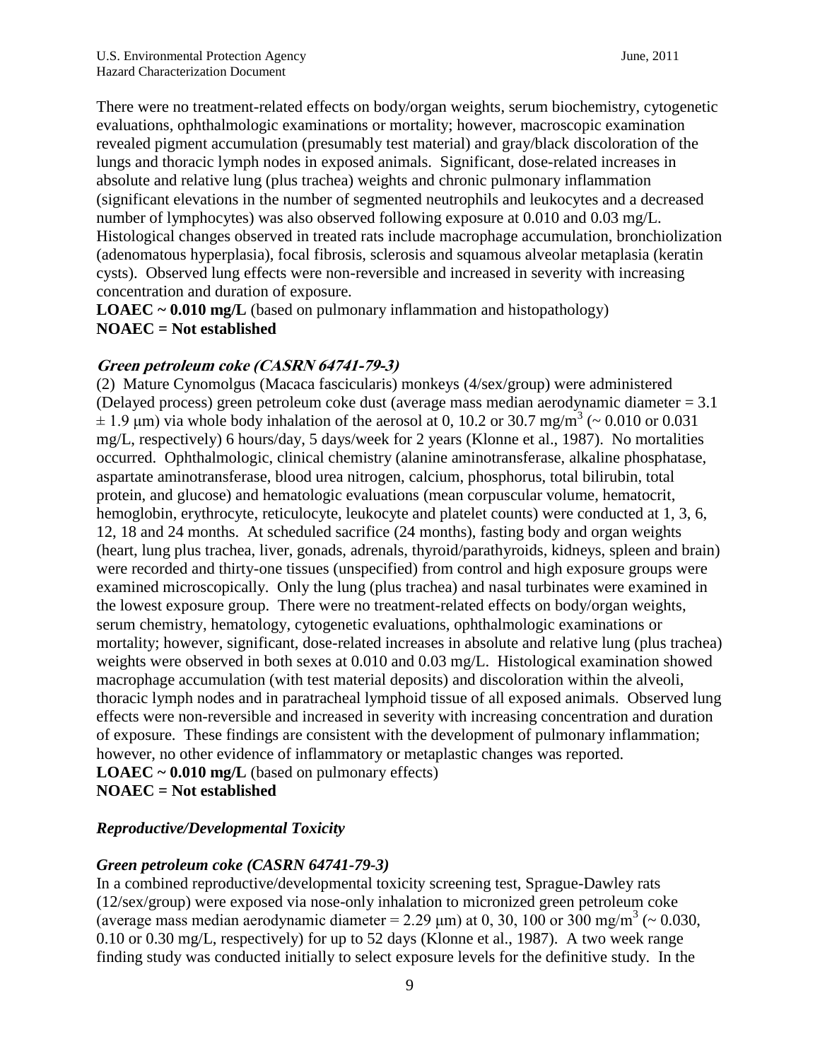There were no treatment-related effects on body/organ weights, serum biochemistry, cytogenetic evaluations, ophthalmologic examinations or mortality; however, macroscopic examination revealed pigment accumulation (presumably test material) and gray/black discoloration of the lungs and thoracic lymph nodes in exposed animals. Significant, dose-related increases in absolute and relative lung (plus trachea) weights and chronic pulmonary inflammation (significant elevations in the number of segmented neutrophils and leukocytes and a decreased number of lymphocytes) was also observed following exposure at 0.010 and 0.03 mg/L. Histological changes observed in treated rats include macrophage accumulation, bronchiolization (adenomatous hyperplasia), focal fibrosis, sclerosis and squamous alveolar metaplasia (keratin cysts). Observed lung effects were non-reversible and increased in severity with increasing concentration and duration of exposure.
**LOAEC ~ 0.010 mg/L** (based on pulmonary inflammation and histopathology)
**NOAEC = Not established**

***Green petroleum coke (CASRN 64741-79-3)***
(2) Mature Cynomolgus (Macaca fascicularis) monkeys (4/sex/group) were administered (Delayed process) green petroleum coke dust (average mass median aerodynamic diameter = 3.1 ± 1.9 μm) via whole body inhalation of the aerosol at 0, 10.2 or 30.7 mg/m$^3$ (~ 0.010 or 0.031 mg/L, respectively) 6 hours/day, 5 days/week for 2 years (Klonne et al., 1987). No mortalities occurred. Ophthalmologic, clinical chemistry (alanine aminotransferase, alkaline phosphatase, aspartate aminotransferase, blood urea nitrogen, calcium, phosphorus, total bilirubin, total protein, and glucose) and hematologic evaluations (mean corpuscular volume, hematocrit, hemoglobin, erythrocyte, reticulocyte, leukocyte and platelet counts) were conducted at 1, 3, 6, 12, 18 and 24 months. At scheduled sacrifice (24 months), fasting body and organ weights (heart, lung plus trachea, liver, gonads, adrenals, thyroid/parathyroids, kidneys, spleen and brain) were recorded and thirty-one tissues (unspecified) from control and high exposure groups were examined microscopically. Only the lung (plus trachea) and nasal turbinates were examined in the lowest exposure group. There were no treatment-related effects on body/organ weights, serum chemistry, hematology, cytogenetic evaluations, ophthalmologic examinations or mortality; however, significant, dose-related increases in absolute and relative lung (plus trachea) weights were observed in both sexes at 0.010 and 0.03 mg/L. Histological examination showed macrophage accumulation (with test material deposits) and discoloration within the alveoli, thoracic lymph nodes and in paratracheal lymphoid tissue of all exposed animals. Observed lung effects were non-reversible and increased in severity with increasing concentration and duration of exposure. These findings are consistent with the development of pulmonary inflammation; however, no other evidence of inflammatory or metaplastic changes was reported.
**LOAEC ~ 0.010 mg/L** (based on pulmonary effects)
**NOAEC = Not established**

***Reproductive/Developmental Toxicity***

***Green petroleum coke (CASRN 64741-79-3)***
In a combined reproductive/developmental toxicity screening test, Sprague-Dawley rats (12/sex/group) were exposed via nose-only inhalation to micronized green petroleum coke (average mass median aerodynamic diameter = 2.29 μm) at 0, 30, 100 or 300 mg/m$^3$ (~ 0.030, 0.10 or 0.30 mg/L, respectively) for up to 52 days (Klonne et al., 1987). A two week range finding study was conducted initially to select exposure levels for the definitive study. In the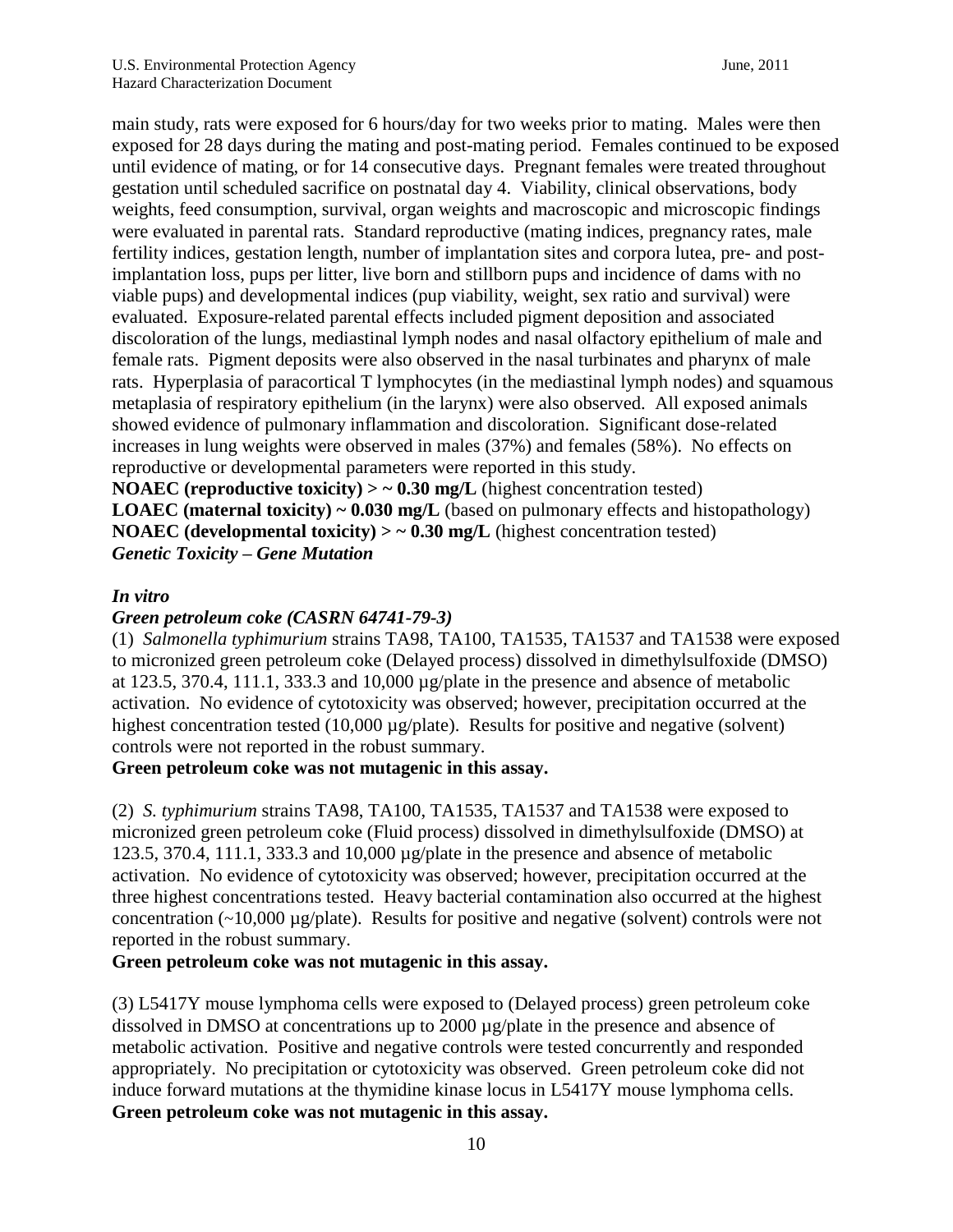main study, rats were exposed for 6 hours/day for two weeks prior to mating. Males were then exposed for 28 days during the mating and post-mating period. Females continued to be exposed until evidence of mating, or for 14 consecutive days. Pregnant females were treated throughout gestation until scheduled sacrifice on postnatal day 4. Viability, clinical observations, body weights, feed consumption, survival, organ weights and macroscopic and microscopic findings were evaluated in parental rats. Standard reproductive (mating indices, pregnancy rates, male fertility indices, gestation length, number of implantation sites and corpora lutea, pre- and post-implantation loss, pups per litter, live born and stillborn pups and incidence of dams with no viable pups) and developmental indices (pup viability, weight, sex ratio and survival) were evaluated. Exposure-related parental effects included pigment deposition and associated discoloration of the lungs, mediastinal lymph nodes and nasal olfactory epithelium of male and female rats. Pigment deposits were also observed in the nasal turbinates and pharynx of male rats. Hyperplasia of paracortical T lymphocytes (in the mediastinal lymph nodes) and squamous metaplasia of respiratory epithelium (in the larynx) were also observed. All exposed animals showed evidence of pulmonary inflammation and discoloration. Significant dose-related increases in lung weights were observed in males (37%) and females (58%). No effects on reproductive or developmental parameters were reported in this study.
**NOAEC (reproductive toxicity) > ~ 0.30 mg/L** (highest concentration tested)
**LOAEC (maternal toxicity) ~ 0.030 mg/L** (based on pulmonary effects and histopathology)
**NOAEC (developmental toxicity) > ~ 0.30 mg/L** (highest concentration tested)

***Genetic Toxicity – Gene Mutation***

***In vitro***

***Green petroleum coke (CASRN 64741-79-3)***

(1) *Salmonella typhimurium* strains TA98, TA100, TA1535, TA1537 and TA1538 were exposed to micronized green petroleum coke (Delayed process) dissolved in dimethylsulfoxide (DMSO) at 123.5, 370.4, 111.1, 333.3 and 10,000 µg/plate in the presence and absence of metabolic activation. No evidence of cytotoxicity was observed; however, precipitation occurred at the highest concentration tested (10,000 µg/plate). Results for positive and negative (solvent) controls were not reported in the robust summary.
**Green petroleum coke was not mutagenic in this assay.**

(2) *S. typhimurium* strains TA98, TA100, TA1535, TA1537 and TA1538 were exposed to micronized green petroleum coke (Fluid process) dissolved in dimethylsulfoxide (DMSO) at 123.5, 370.4, 111.1, 333.3 and 10,000 µg/plate in the presence and absence of metabolic activation. No evidence of cytotoxicity was observed; however, precipitation occurred at the three highest concentrations tested. Heavy bacterial contamination also occurred at the highest concentration (~10,000 µg/plate). Results for positive and negative (solvent) controls were not reported in the robust summary.
**Green petroleum coke was not mutagenic in this assay.**

(3) L5417Y mouse lymphoma cells were exposed to (Delayed process) green petroleum coke dissolved in DMSO at concentrations up to 2000 µg/plate in the presence and absence of metabolic activation. Positive and negative controls were tested concurrently and responded appropriately. No precipitation or cytotoxicity was observed. Green petroleum coke did not induce forward mutations at the thymidine kinase locus in L5417Y mouse lymphoma cells.
**Green petroleum coke was not mutagenic in this assay.**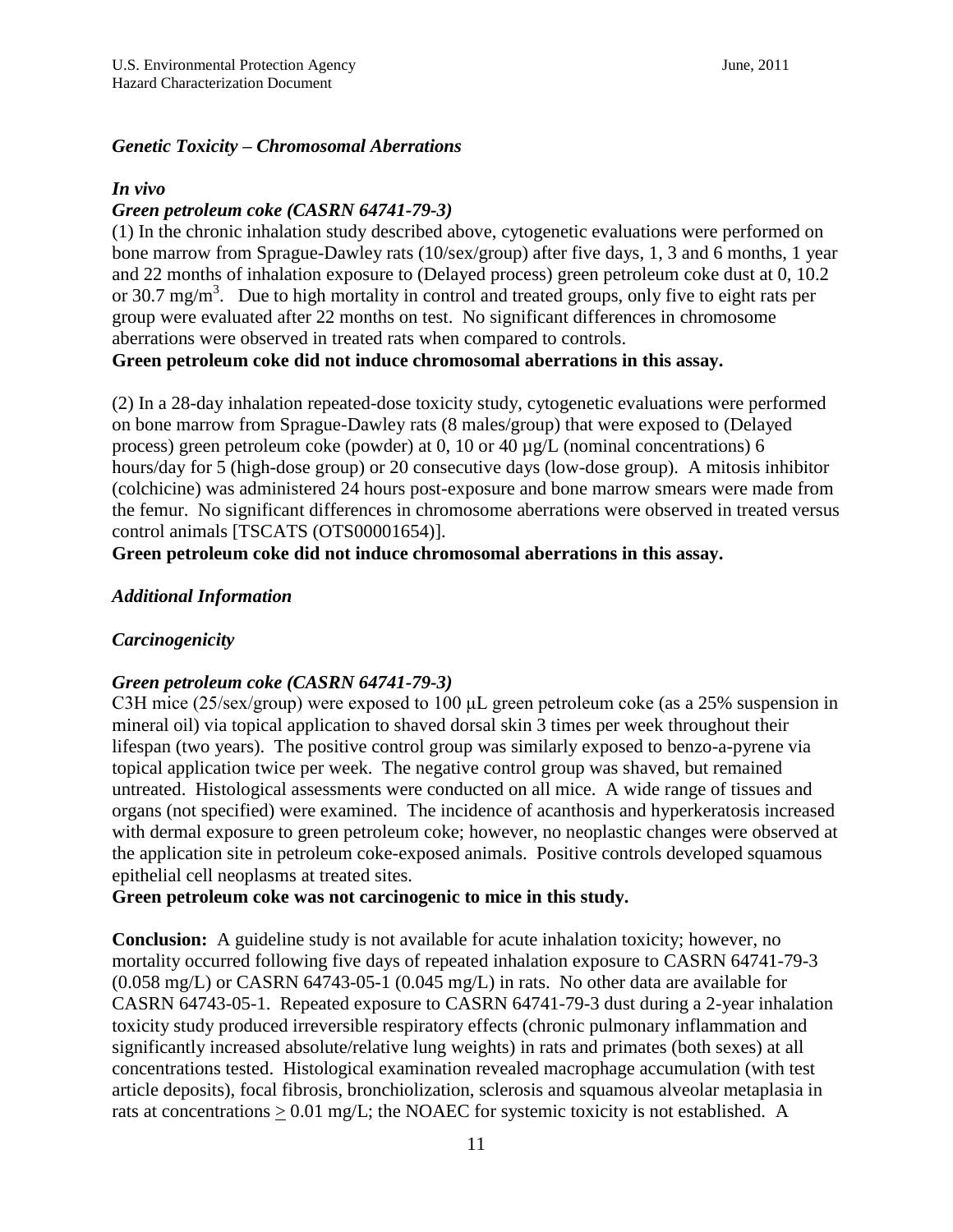### *Genetic Toxicity – Chromosomal Aberrations*

#### *In vivo*

#### *Green petroleum coke (CASRN 64741-79-3)*

(1) In the chronic inhalation study described above, cytogenetic evaluations were performed on bone marrow from Sprague-Dawley rats (10/sex/group) after five days, 1, 3 and 6 months, 1 year and 22 months of inhalation exposure to (Delayed process) green petroleum coke dust at 0, 10.2 or 30.7 mg/m$^3$. Due to high mortality in control and treated groups, only five to eight rats per group were evaluated after 22 months on test. No significant differences in chromosome aberrations were observed in treated rats when compared to controls.

**Green petroleum coke did not induce chromosomal aberrations in this assay.**

(2) In a 28-day inhalation repeated-dose toxicity study, cytogenetic evaluations were performed on bone marrow from Sprague-Dawley rats (8 males/group) that were exposed to (Delayed process) green petroleum coke (powder) at 0, 10 or 40 µg/L (nominal concentrations) 6 hours/day for 5 (high-dose group) or 20 consecutive days (low-dose group). A mitosis inhibitor (colchicine) was administered 24 hours post-exposure and bone marrow smears were made from the femur. No significant differences in chromosome aberrations were observed in treated versus control animals [TSCATS (OTS00001654)].

**Green petroleum coke did not induce chromosomal aberrations in this assay.**

### *Additional Information*

### *Carcinogenicity*

#### *Green petroleum coke (CASRN 64741-79-3)*

C3H mice (25/sex/group) were exposed to 100 µL green petroleum coke (as a 25% suspension in mineral oil) via topical application to shaved dorsal skin 3 times per week throughout their lifespan (two years). The positive control group was similarly exposed to benzo-a-pyrene via topical application twice per week. The negative control group was shaved, but remained untreated. Histological assessments were conducted on all mice. A wide range of tissues and organs (not specified) were examined. The incidence of acanthosis and hyperkeratosis increased with dermal exposure to green petroleum coke; however, no neoplastic changes were observed at the application site in petroleum coke-exposed animals. Positive controls developed squamous epithelial cell neoplasms at treated sites.

**Green petroleum coke was not carcinogenic to mice in this study.**

**Conclusion:** A guideline study is not available for acute inhalation toxicity; however, no mortality occurred following five days of repeated inhalation exposure to CASRN 64741-79-3 (0.058 mg/L) or CASRN 64743-05-1 (0.045 mg/L) in rats. No other data are available for CASRN 64743-05-1. Repeated exposure to CASRN 64741-79-3 dust during a 2-year inhalation toxicity study produced irreversible respiratory effects (chronic pulmonary inflammation and significantly increased absolute/relative lung weights) in rats and primates (both sexes) at all concentrations tested. Histological examination revealed macrophage accumulation (with test article deposits), focal fibrosis, bronchiolization, sclerosis and squamous alveolar metaplasia in rats at concentrations $\geq$ 0.01 mg/L; the NOAEC for systemic toxicity is not established. A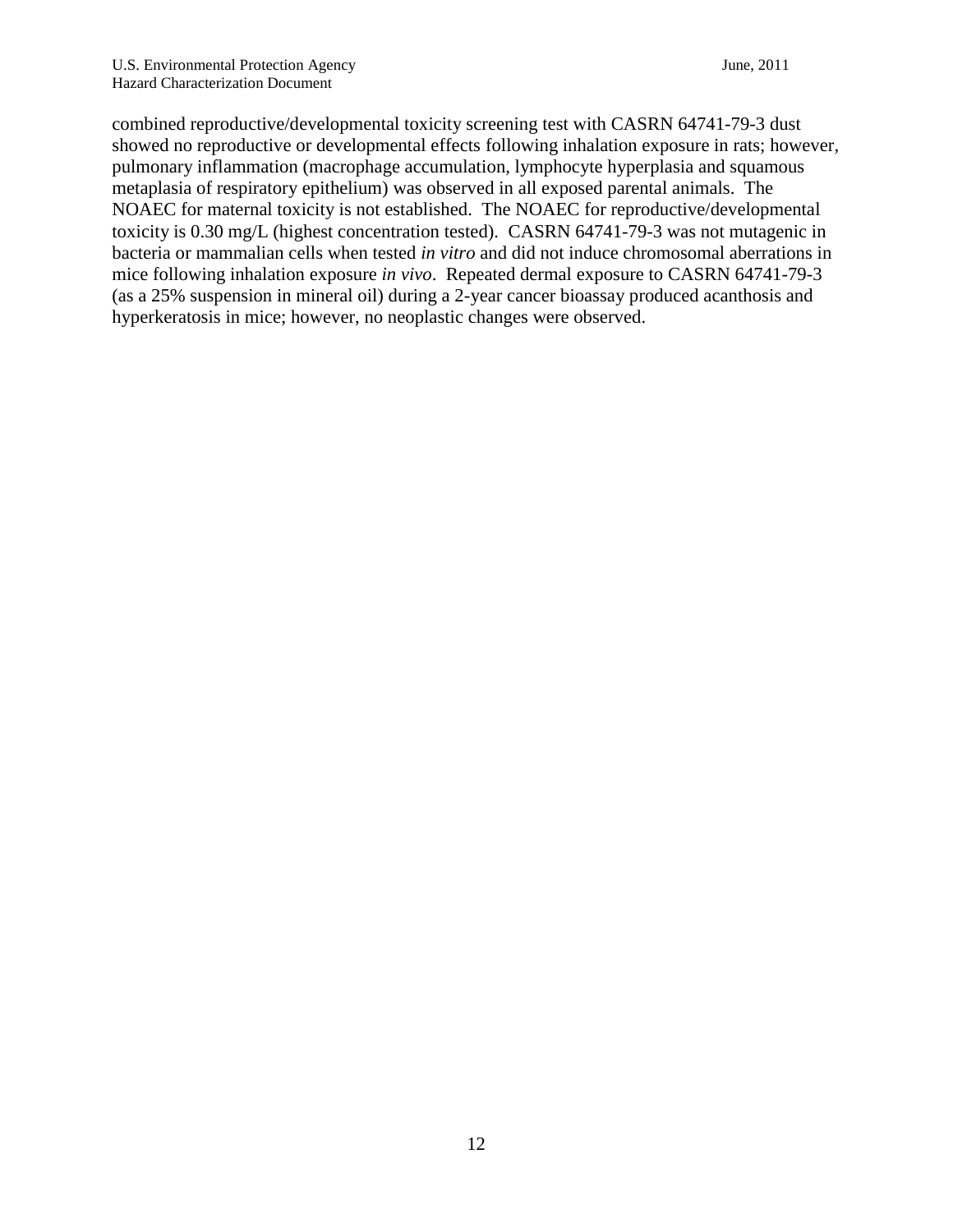combined reproductive/developmental toxicity screening test with CASRN 64741-79-3 dust showed no reproductive or developmental effects following inhalation exposure in rats; however, pulmonary inflammation (macrophage accumulation, lymphocyte hyperplasia and squamous metaplasia of respiratory epithelium) was observed in all exposed parental animals. The NOAEC for maternal toxicity is not established. The NOAEC for reproductive/developmental toxicity is 0.30 mg/L (highest concentration tested). CASRN 64741-79-3 was not mutagenic in bacteria or mammalian cells when tested *in vitro* and did not induce chromosomal aberrations in mice following inhalation exposure *in vivo*. Repeated dermal exposure to CASRN 64741-79-3 (as a 25% suspension in mineral oil) during a 2-year cancer bioassay produced acanthosis and hyperkeratosis in mice; however, no neoplastic changes were observed.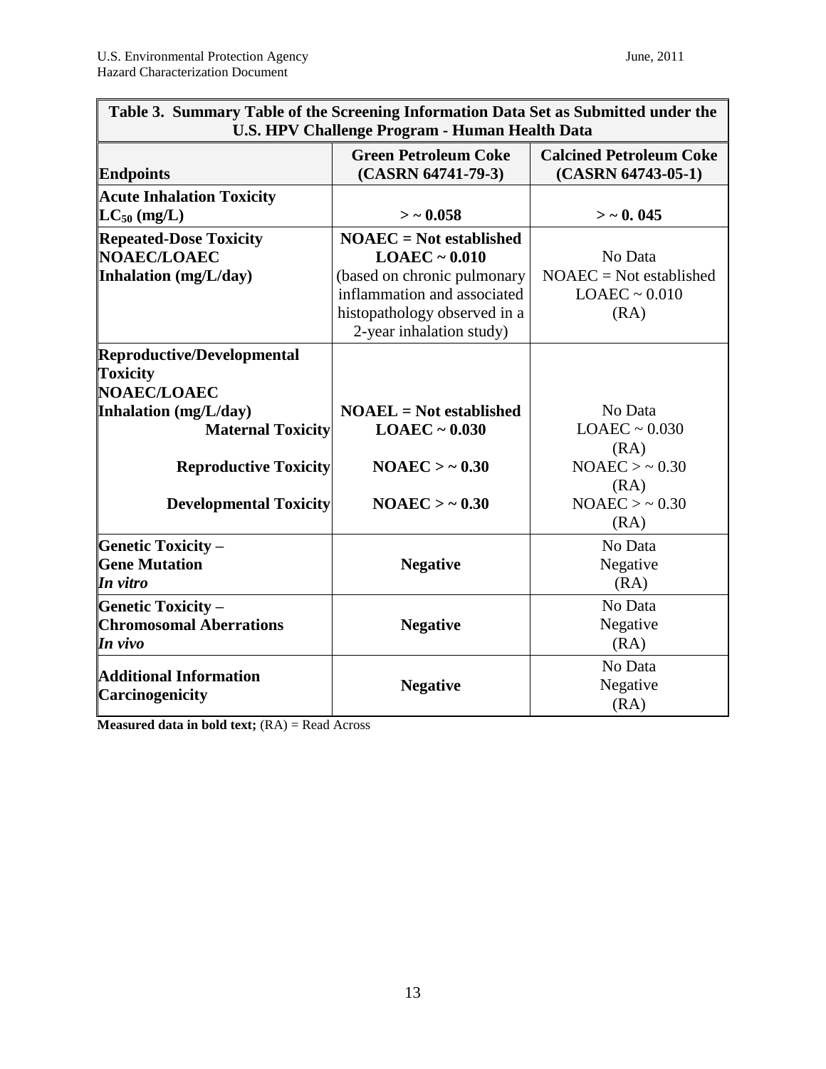| **Table 3. Summary Table of the Screening Information Data Set as Submitted under the U.S. HPV Challenge Program - Human Health Data** | | |
|---|---|---|
| **Endpoints** | **Green Petroleum Coke (CASRN 64741-79-3)** | **Calcined Petroleum Coke (CASRN 64743-05-1)** |
| **Acute Inhalation Toxicity $LC_{50}$ (mg/L)** | **> ~ 0.058** | **> ~ 0. 045** |
| **Repeated-Dose Toxicity NOAEC/LOAEC Inhalation (mg/L/day)** | **NOAEC = Not established LOAEC ~ 0.010** (based on chronic pulmonary inflammation and associated histopathology observed in a 2-year inhalation study) | No Data NOAEC = Not established LOAEC ~ 0.010 (RA) |
| **Reproductive/Developmental Toxicity NOAEC/LOAEC Inhalation (mg/L/day)** | | |
| **Maternal Toxicity** | **NOAEL = Not established LOAEC ~ 0.030** | No Data LOAEC ~ 0.030 (RA) |
| **Reproductive Toxicity** | **NOAEC > ~ 0.30** | NOAEC > ~ 0.30 (RA) |
| **Developmental Toxicity** | **NOAEC > ~ 0.30** | NOAEC > ~ 0.30 (RA) |
| **Genetic Toxicity – Gene Mutation *In vitro*** | **Negative** | No Data Negative (RA) |
| **Genetic Toxicity – Chromosomal Aberrations *In vivo*** | **Negative** | No Data Negative (RA) |
| **Additional Information Carcinogenicity** | **Negative** | No Data Negative (RA) |

**Measured data in bold text;** (RA) = Read Across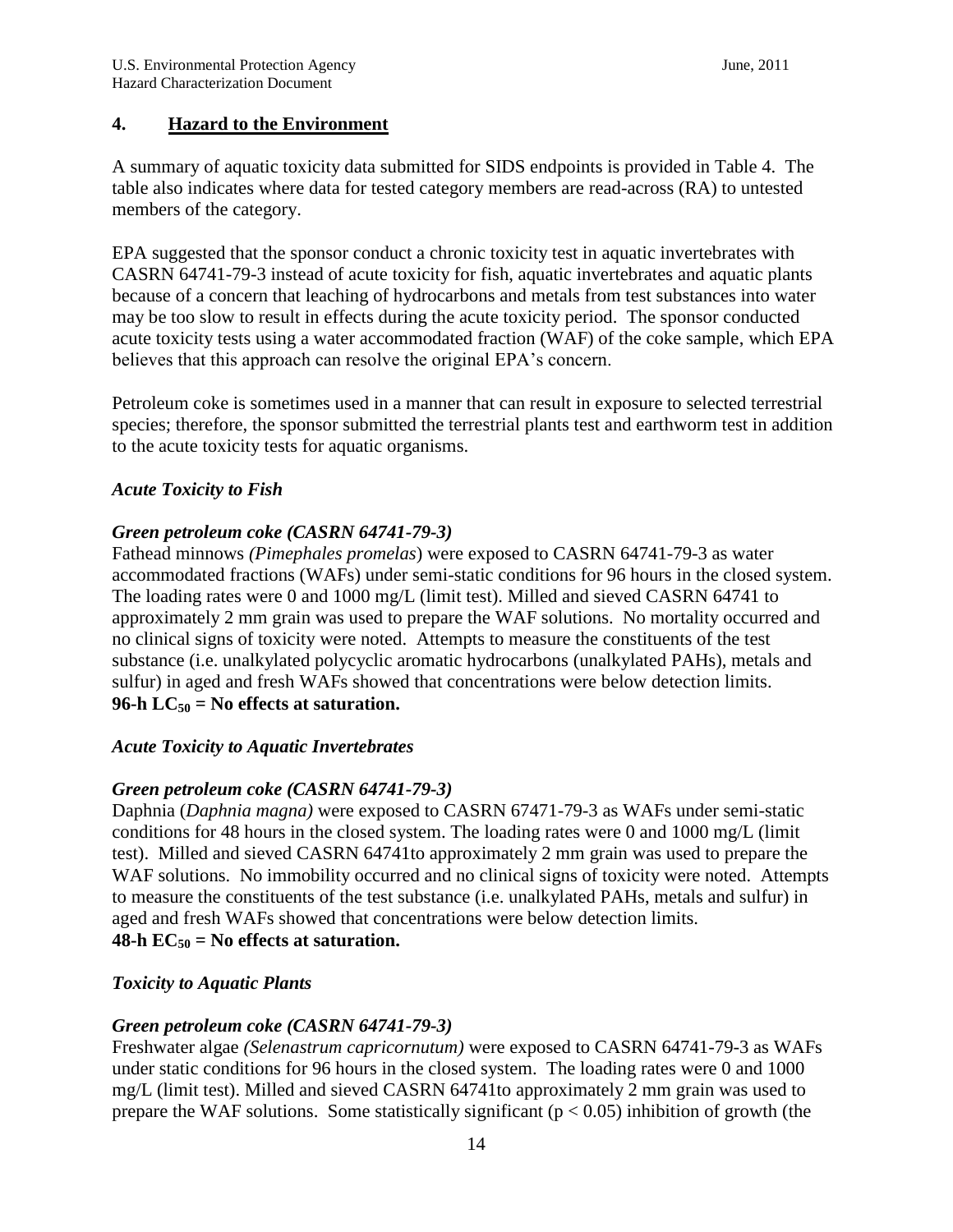## 4. <u>Hazard to the Environment</u>

A summary of aquatic toxicity data submitted for SIDS endpoints is provided in Table 4. The table also indicates where data for tested category members are read-across (RA) to untested members of the category.

EPA suggested that the sponsor conduct a chronic toxicity test in aquatic invertebrates with CASRN 64741-79-3 instead of acute toxicity for fish, aquatic invertebrates and aquatic plants because of a concern that leaching of hydrocarbons and metals from test substances into water may be too slow to result in effects during the acute toxicity period. The sponsor conducted acute toxicity tests using a water accommodated fraction (WAF) of the coke sample, which EPA believes that this approach can resolve the original EPA's concern.

Petroleum coke is sometimes used in a manner that can result in exposure to selected terrestrial species; therefore, the sponsor submitted the terrestrial plants test and earthworm test in addition to the acute toxicity tests for aquatic organisms.

***Acute Toxicity to Fish***

***Green petroleum coke (CASRN 64741-79-3)***

Fathead minnows *(Pimephales promelas*) were exposed to CASRN 64741-79-3 as water accommodated fractions (WAFs) under semi-static conditions for 96 hours in the closed system. The loading rates were 0 and 1000 mg/L (limit test). Milled and sieved CASRN 64741 to approximately 2 mm grain was used to prepare the WAF solutions. No mortality occurred and no clinical signs of toxicity were noted. Attempts to measure the constituents of the test substance (i.e. unalkylated polycyclic aromatic hydrocarbons (unalkylated PAHs), metals and sulfur) in aged and fresh WAFs showed that concentrations were below detection limits.
**96-h $LC_{50}$ = No effects at saturation.**

***Acute Toxicity to Aquatic Invertebrates***

***Green petroleum coke (CASRN 64741-79-3)***

Daphnia (*Daphnia magna)* were exposed to CASRN 67471-79-3 as WAFs under semi-static conditions for 48 hours in the closed system. The loading rates were 0 and 1000 mg/L (limit test). Milled and sieved CASRN 64741to approximately 2 mm grain was used to prepare the WAF solutions. No immobility occurred and no clinical signs of toxicity were noted. Attempts to measure the constituents of the test substance (i.e. unalkylated PAHs, metals and sulfur) in aged and fresh WAFs showed that concentrations were below detection limits.
**48-h $EC_{50}$ = No effects at saturation.**

***Toxicity to Aquatic Plants***

***Green petroleum coke (CASRN 64741-79-3)***

Freshwater algae *(Selenastrum capricornutum)* were exposed to CASRN 64741-79-3 as WAFs under static conditions for 96 hours in the closed system. The loading rates were 0 and 1000 mg/L (limit test). Milled and sieved CASRN 64741to approximately 2 mm grain was used to prepare the WAF solutions. Some statistically significant ($p < 0.05$) inhibition of growth (the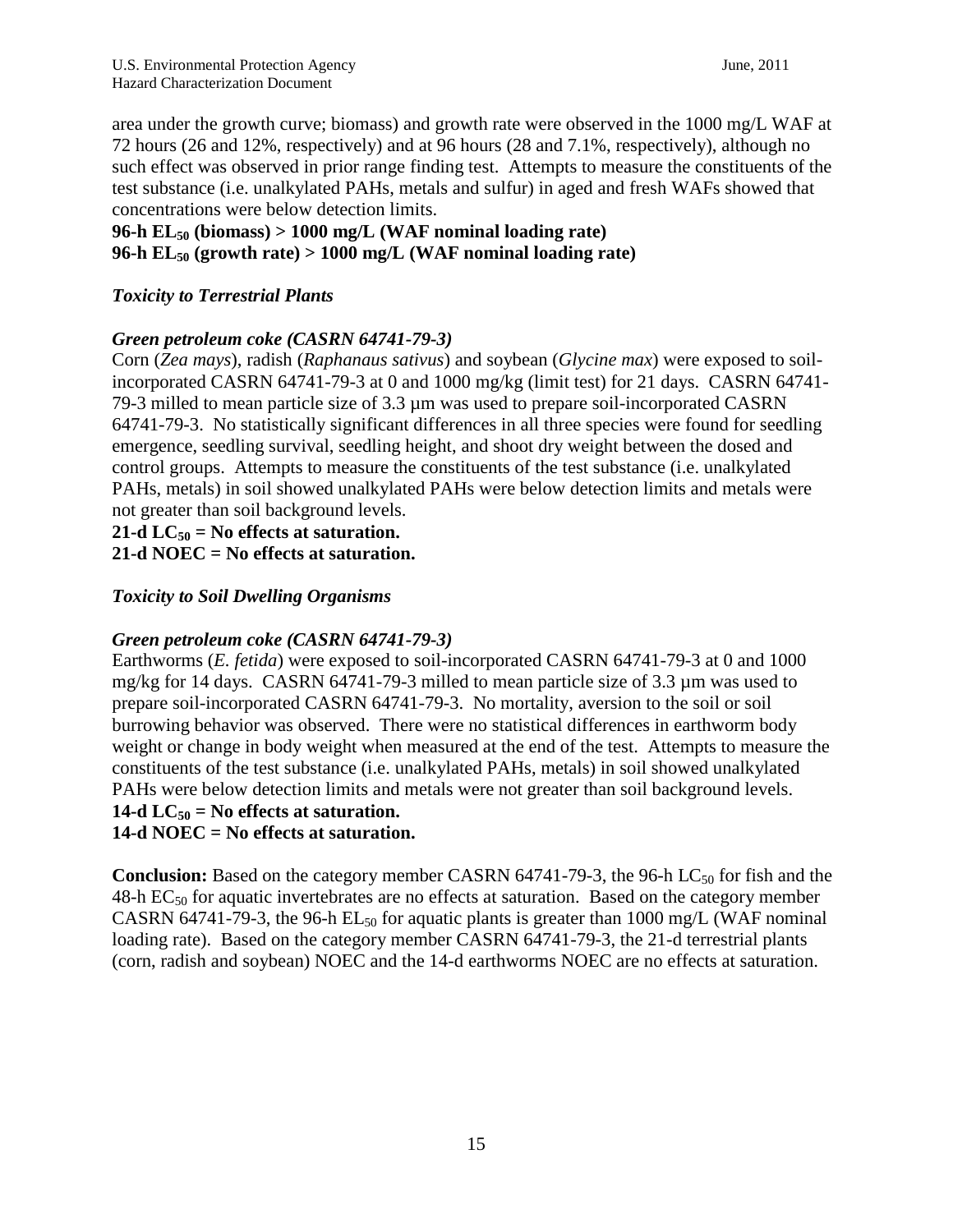area under the growth curve; biomass) and growth rate were observed in the 1000 mg/L WAF at 72 hours (26 and 12%, respectively) and at 96 hours (28 and 7.1%, respectively), although no such effect was observed in prior range finding test. Attempts to measure the constituents of the test substance (i.e. unalkylated PAHs, metals and sulfur) in aged and fresh WAFs showed that concentrations were below detection limits.

**96-h $EL_{50}$ (biomass) > 1000 mg/L (WAF nominal loading rate)**
**96-h $EL_{50}$ (growth rate) > 1000 mg/L (WAF nominal loading rate)**

***Toxicity to Terrestrial Plants***

***Green petroleum coke (CASRN 64741-79-3)***

Corn (*Zea mays*), radish (*Raphanaus sativus*) and soybean (*Glycine max*) were exposed to soil-incorporated CASRN 64741-79-3 at 0 and 1000 mg/kg (limit test) for 21 days. CASRN 64741-79-3 milled to mean particle size of 3.3 µm was used to prepare soil-incorporated CASRN 64741-79-3. No statistically significant differences in all three species were found for seedling emergence, seedling survival, seedling height, and shoot dry weight between the dosed and control groups. Attempts to measure the constituents of the test substance (i.e. unalkylated PAHs, metals) in soil showed unalkylated PAHs were below detection limits and metals were not greater than soil background levels.

**21-d $LC_{50}$ = No effects at saturation.**
**21-d NOEC = No effects at saturation.**

***Toxicity to Soil Dwelling Organisms***

***Green petroleum coke (CASRN 64741-79-3)***

Earthworms (*E. fetida*) were exposed to soil-incorporated CASRN 64741-79-3 at 0 and 1000 mg/kg for 14 days. CASRN 64741-79-3 milled to mean particle size of 3.3 µm was used to prepare soil-incorporated CASRN 64741-79-3. No mortality, aversion to the soil or soil burrowing behavior was observed. There were no statistical differences in earthworm body weight or change in body weight when measured at the end of the test. Attempts to measure the constituents of the test substance (i.e. unalkylated PAHs, metals) in soil showed unalkylated PAHs were below detection limits and metals were not greater than soil background levels.

**14-d $LC_{50}$ = No effects at saturation.**
**14-d NOEC = No effects at saturation.**

**Conclusion:** Based on the category member CASRN 64741-79-3, the 96-h $LC_{50}$ for fish and the 48-h $EC_{50}$ for aquatic invertebrates are no effects at saturation. Based on the category member CASRN 64741-79-3, the 96-h $EL_{50}$ for aquatic plants is greater than 1000 mg/L (WAF nominal loading rate). Based on the category member CASRN 64741-79-3, the 21-d terrestrial plants (corn, radish and soybean) NOEC and the 14-d earthworms NOEC are no effects at saturation.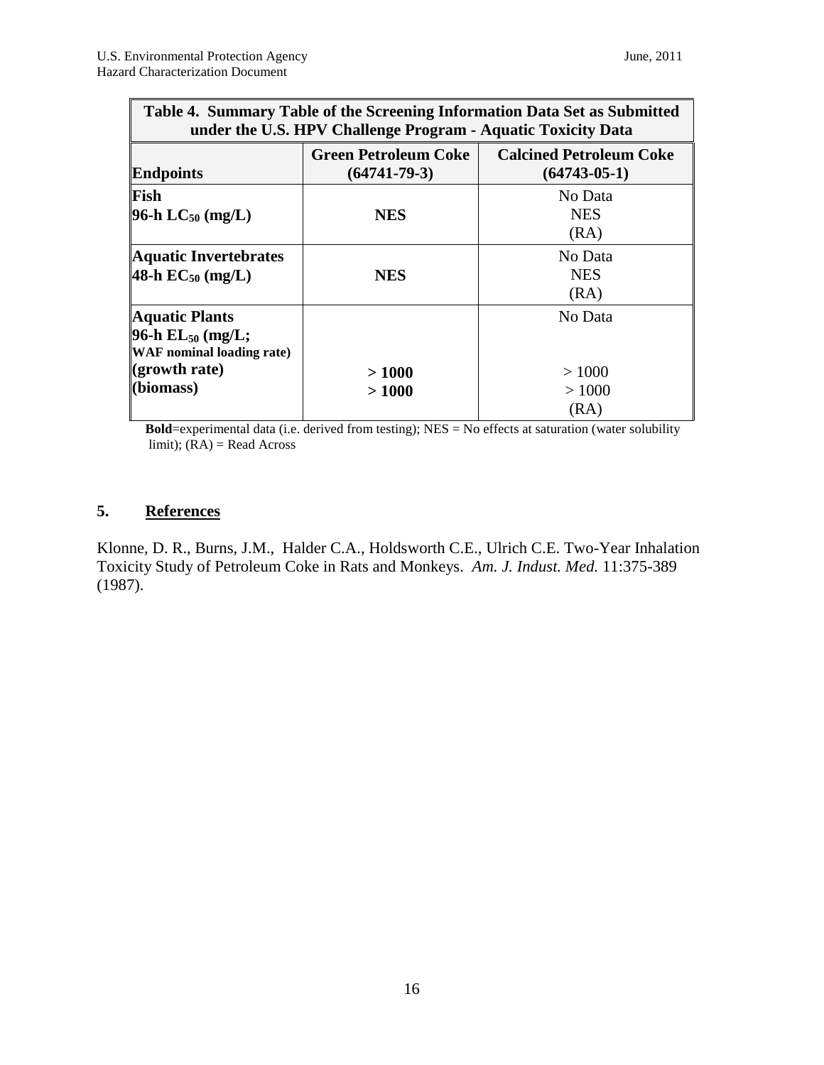| Table 4. Summary Table of the Screening Information Data Set as Submitted under the U.S. HPV Challenge Program - Aquatic Toxicity Data | | |
|---|---|---|
| **Endpoints** | **Green Petroleum Coke (64741-79-3)** | **Calcined Petroleum Coke (64743-05-1)** |
| **Fish**<br>**96-h $LC_{50}$ (mg/L)** | **NES** | No Data<br>NES<br>(RA) |
| **Aquatic Invertebrates**<br>**48-h $EC_{50}$ (mg/L)** | **NES** | No Data<br>NES<br>(RA) |
| **Aquatic Plants**<br>**96-h $EL_{50}$ (mg/L;**<br>**WAF nominal loading rate)**<br>**(growth rate)**<br>**(biomass)** | <br><br><br>**> 1000**<br>**> 1000** | No Data<br><br><br>> 1000<br>> 1000<br>(RA) |

**Bold**=experimental data (i.e. derived from testing); NES = No effects at saturation (water solubility limit); (RA) = Read Across

## 5. References

Klonne, D. R., Burns, J.M., Halder C.A., Holdsworth C.E., Ulrich C.E. Two-Year Inhalation Toxicity Study of Petroleum Coke in Rats and Monkeys. *Am. J. Indust. Med.* 11:375-389 (1987).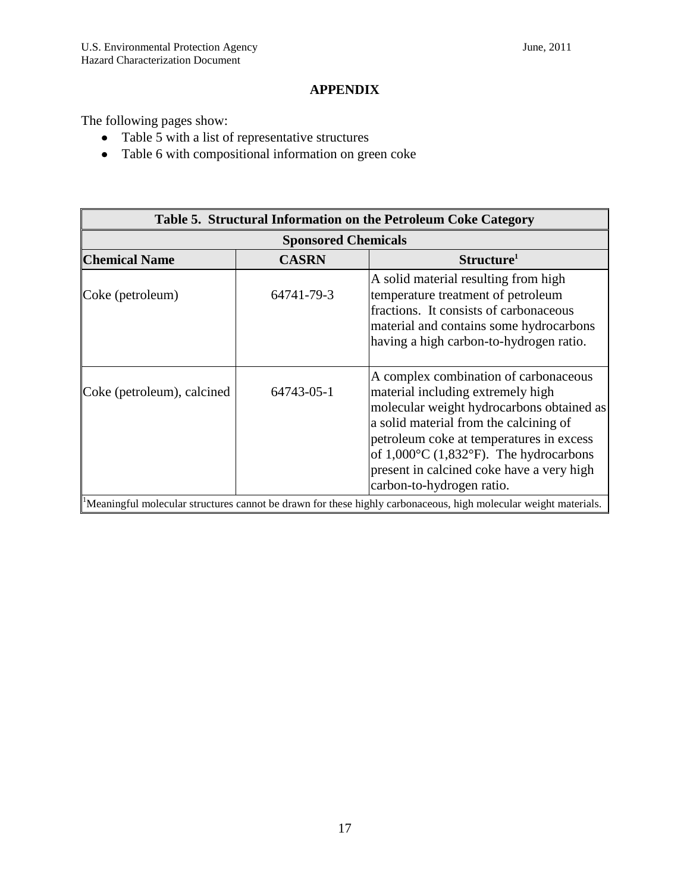## APPENDIX

The following pages show:

- Table 5 with a list of representative structures
- Table 6 with compositional information on green coke

**Table 5. Structural Information on the Petroleum Coke Category**

| Sponsored Chemicals | | |
|---|---|---|
| **Chemical Name** | **CASRN** | **Structure[1]** |
| Coke (petroleum) | 64741-79-3 | A solid material resulting from high temperature treatment of petroleum fractions. It consists of carbonaceous material and contains some hydrocarbons having a high carbon-to-hydrogen ratio. |
| Coke (petroleum), calcined | 64743-05-1 | A complex combination of carbonaceous material including extremely high molecular weight hydrocarbons obtained as a solid material from the calcining of petroleum coke at temperatures in excess of 1,000°C (1,832°F). The hydrocarbons present in calcined coke have a very high carbon-to-hydrogen ratio. |

[1]Meaningful molecular structures cannot be drawn for these highly carbonaceous, high molecular weight materials.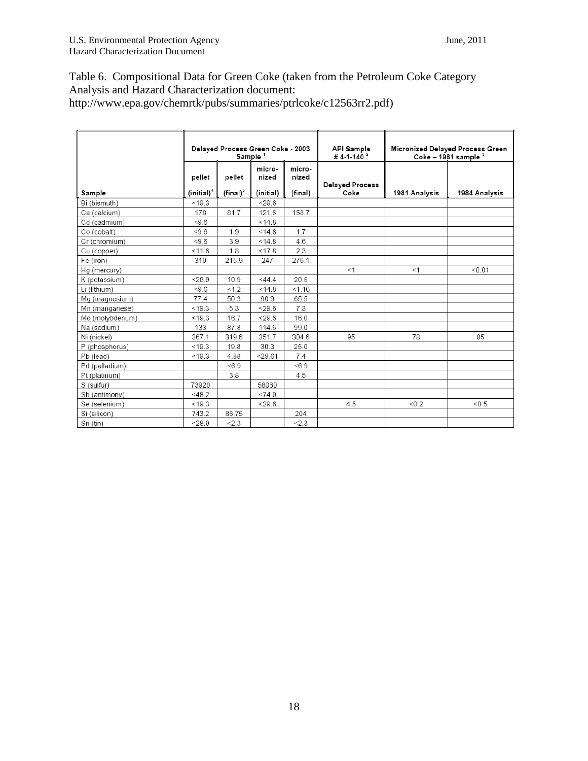Table 6. Compositional Data for Green Coke (taken from the Petroleum Coke Category Analysis and Hazard Characterization document: http://www.epa.gov/chemrtk/pubs/summaries/ptrlcoke/c12563rr2.pdf)

| | Delayed Process Green Coke - 2003 Sample [1] | | | | API Sample # 4-1-140 [2] | Micronized Delayed Process Green Coke – 1981 sample [3] | |
|---|---|---|---|---|---|---|---|
| Sample | pellet (initial)[4] | pellet (final)[5] | micro-nized (initial) | micro-nized (final) | Delayed Process Coke | 1981 Analysis | 1984 Analysis |
| Bi (bismuth) | <19.3 | | <29.6 | | | | |
| Ca (calcium) | 178 | 81.7 | 121.6 | 158.7 | | | |
| Cd (cadmium) | <9.6 | | <14.8 | | | | |
| Co (cobalt) | <9.6 | 1.9 | <14.8 | 1.7 | | | |
| Cr (chromium) | <9.6 | 3.9 | <14.8 | 4.6 | | | |
| Cu (copper) | <11.6 | 1.8 | <17.8 | 2.3 | | | |
| Fe (iron) | 310 | 215.9 | 247 | 276.1 | | | |
| Hg (mercury) | | | | | <1 | <1 | <0.01 |
| K (potassium) | <28.9 | 10.9 | <44.4 | 20.5 | | | |
| Li (lithium) | <9.6 | <1.2 | <14.8 | <1.16 | | | |
| Mg (magnesium) | 77.4 | 50.3 | 60.9 | 65.5 | | | |
| Mn (manganese) | <19.3 | 5.3 | <29.6 | 7.3 | | | |
| Mo (molybdenum) | <19.3 | 16.7 | <29.6 | 16.0 | | | |
| Na (sodium) | 133 | 87.8 | 114.6 | 99.0 | | | |
| Ni (nickel) | 367.1 | 319.6 | 351.7 | 304.6 | 95 | 78 | 85 |
| P (phosphorus) | <19.3 | 19.8 | 30.3 | 25.0 | | | |
| Pb (lead) | <19.3 | 4.88 | <29.61 | 7.4 | | | |
| Pd (palladium) | | <6.9 | | <6.9 | | | |
| Pt (platinum) | | 3.8 | | 4.5 | | | |
| S (sulfur) | 73920 | | 58060 | | | | |
| Sb (antimony) | <48.2 | | <74.0 | | | | |
| Se (selenium) | <19.3 | | <29.6 | | 4.5 | <0.2 | <0.5 |
| Si (silicon) | 743.2 | 86.75 | | 204 | | | |
| Sn (tin) | <28.9 | <2.3 | | <2.3 | | | |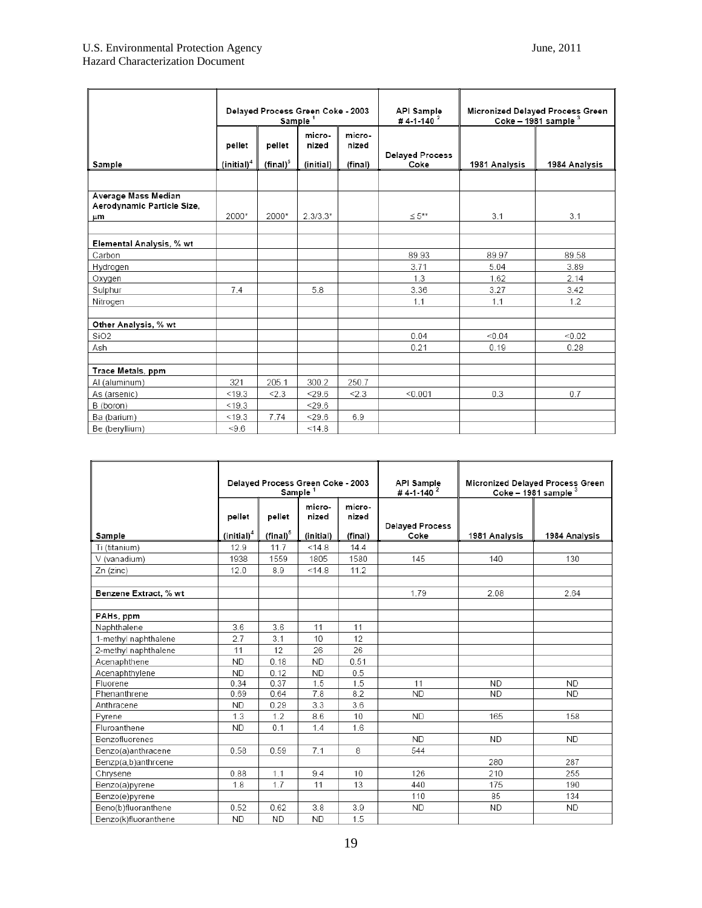| Sample | Delayed Process Green Coke - 2003 Sample [1] | | | | API Sample # 4-1-140 [2] | Micronized Delayed Process Green Coke – 1981 sample [3] | |
|---|---|---|---|---|---|---|---|
| | pellet (initial)[4] | pellet (final)[5] | micro-nized (initial) | micro-nized (final) | Delayed Process Coke | 1981 Analysis | 1984 Analysis |
| | | | | | | | |
| **Average Mass Median Aerodynamic Particle Size, μm** | 2000* | 2000* | 2.3/3.3* | | ≤ 5** | 3.1 | 3.1 |
| | | | | | | | |
| **Elemental Analysis, % wt** | | | | | | | |
| Carbon | | | | | 89.93 | 89.97 | 89.58 |
| Hydrogen | | | | | 3.71 | 5.04 | 3.89 |
| Oxygen | | | | | 1.3 | 1.62 | 2.14 |
| Sulphur | 7.4 | | 5.8 | | 3.36 | 3.27 | 3.42 |
| Nitrogen | | | | | 1.1 | 1.1 | 1.2 |
| | | | | | | | |
| **Other Analysis, % wt** | | | | | | | |
| SiO2 | | | | | 0.04 | <0.04 | <0.02 |
| Ash | | | | | 0.21 | 0.19 | 0.28 |
| | | | | | | | |
| **Trace Metals, ppm** | | | | | | | |
| Al (aluminum) | 321 | 205.1 | 300.2 | 250.7 | | | |
| As (arsenic) | <19.3 | <2.3 | <29.6 | <2.3 | <0.001 | 0.3 | 0.7 |
| B (boron) | <19.3 | | <29.6 | | | | |
| Ba (barium) | <19.3 | 7.74 | <29.6 | 6.9 | | | |
| Be (beryllium) | <9.6 | | <14.8 | | | | |

| Sample | Delayed Process Green Coke - 2003 Sample [1] | | | | API Sample # 4-1-140 [2] | Micronized Delayed Process Green Coke – 1981 sample [3] | |
|---|---|---|---|---|---|---|---|
| | pellet (initial)[4] | pellet (final)[5] | micro-nized (initial) | micro-nized (final) | Delayed Process Coke | 1981 Analysis | 1984 Analysis |
| Ti (titanium) | 12.9 | 11.7 | <14.8 | 14.4 | | | |
| V (vanadium) | 1938 | 1559 | 1805 | 1580 | 145 | 140 | 130 |
| Zn (zinc) | 12.0 | 8.9 | <14.8 | 11.2 | | | |
| | | | | | | | |
| **Benzene Extract, % wt** | | | | | 1.79 | 2.08 | 2.64 |
| | | | | | | | |
| **PAHs, ppm** | | | | | | | |
| Naphthalene | 3.6 | 3.6 | 11 | 11 | | | |
| 1-methyl naphthalene | 2.7 | 3.1 | 10 | 12 | | | |
| 2-methyl naphthalene | 11 | 12 | 26 | 26 | | | |
| Acenaphthene | ND | 0.18 | ND | 0.51 | | | |
| Acenaphthylene | ND | 0.12 | ND | 0.5 | | | |
| Fluorene | 0.34 | 0.37 | 1.5 | 1.5 | 11 | ND | ND |
| Phenanthrene | 0.69 | 0.64 | 7.8 | 8.2 | ND | ND | ND |
| Anthracene | ND | 0.29 | 3.3 | 3.6 | | | |
| Pyrene | 1.3 | 1.2 | 8.6 | 10 | ND | 165 | 158 |
| Fluroanthene | ND | 0.1 | 1.4 | 1.6 | | | |
| Benzofluorenes | | | | | ND | ND | ND |
| Benzo(a)anthracene | 0.58 | 0.59 | 7.1 | 8 | 544 | | |
| Benzp(a,b)anthrcene | | | | | | 280 | 287 |
| Chrysene | 0.88 | 1.1 | 9.4 | 10 | 126 | 210 | 255 |
| Benzo(a)pyrene | 1.8 | 1.7 | 11 | 13 | 440 | 175 | 190 |
| Benzo(e)pyrene | | | | | 110 | 85 | 134 |
| Beno(b)fluoranthene | 0.52 | 0.62 | 3.8 | 3.9 | ND | ND | ND |
| Benzo(k)fluoranthene | ND | ND | ND | 1.5 | | | |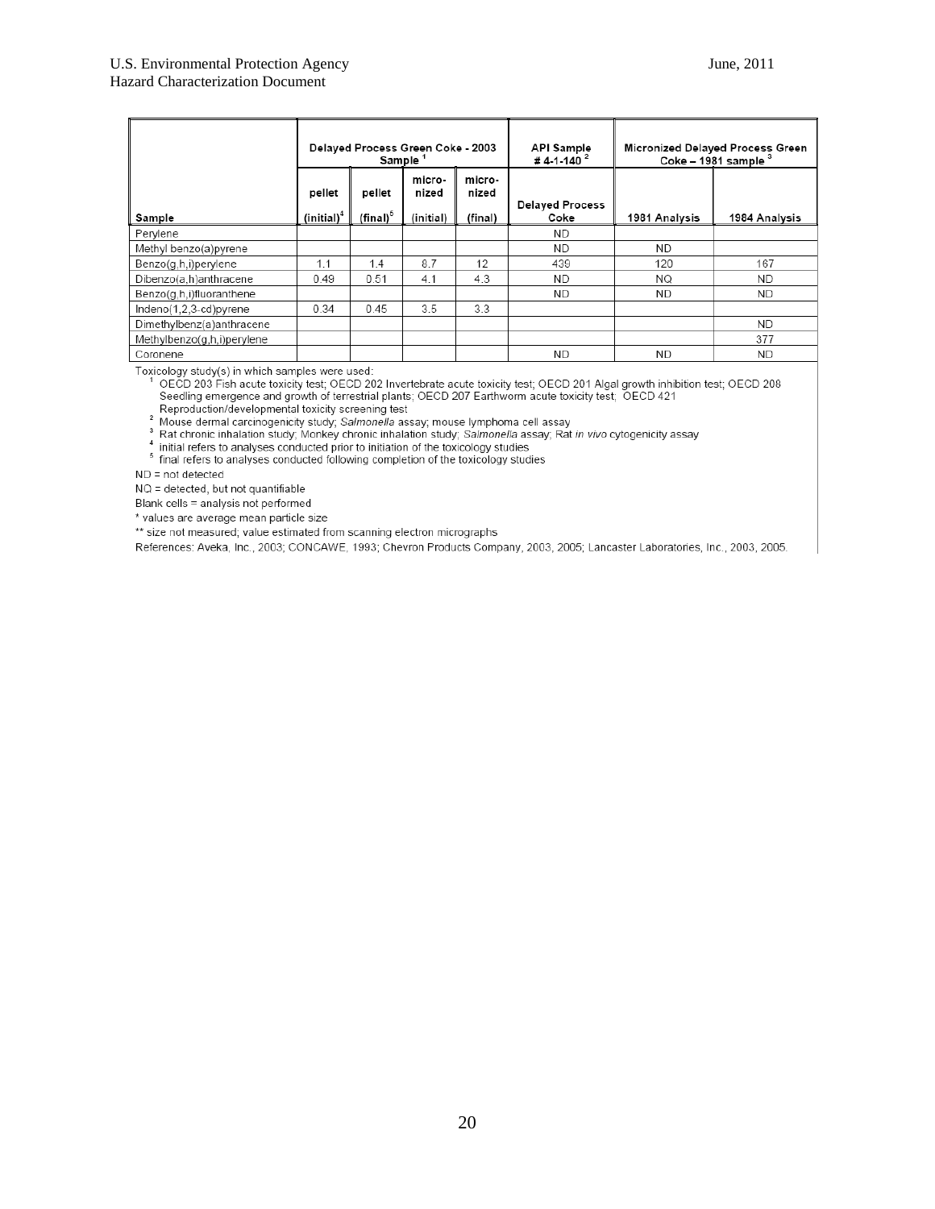| Sample | Delayed Process Green Coke - 2003 Sample [1] | | | | API Sample # 4-1-140 [2] | Micronized Delayed Process Green Coke – 1981 sample [3] | |
|---|---|---|---|---|---|---|---|
| | pellet (initial)[4] | pellet (final)[5] | micro-nized (initial) | micro-nized (final) | Delayed Process Coke | 1981 Analysis | 1984 Analysis |
| Perylene | | | | | ND | | |
| Methyl benzo(a)pyrene | | | | | ND | ND | |
| Benzo(g,h,i)perylene | 1.1 | 1.4 | 8.7 | 12 | 439 | 120 | 167 |
| Dibenzo(a,h)anthracene | 0.49 | 0.51 | 4.1 | 4.3 | ND | NQ | ND |
| Benzo(g,h,i)fluoranthene | | | | | ND | ND | ND |
| Indeno(1,2,3-cd)pyrene | 0.34 | 0.45 | 3.5 | 3.3 | | | |
| Dimethylbenz(a)anthracene | | | | | | | ND |
| Methylbenzo(g,h,i)perylene | | | | | | | 377 |
| Coronene | | | | | ND | ND | ND |

Toxicology study(s) in which samples were used:
[1] OECD 203 Fish acute toxicity test; OECD 202 Invertebrate acute toxicity test; OECD 201 Algal growth inhibition test; OECD 208 Seedling emergence and growth of terrestrial plants; OECD 207 Earthworm acute toxicity test; OECD 421 Reproduction/developmental toxicity screening test
[2] Mouse dermal carcinogenicity study; *Salmonella* assay; mouse lymphoma cell assay
[3] Rat chronic inhalation study; Monkey chronic inhalation study; *Salmonella* assay; Rat *in vivo* cytogenicity assay
[4] initial refers to analyses conducted prior to initiation of the toxicology studies
[5] final refers to analyses conducted following completion of the toxicology studies

ND = not detected

NQ = detected, but not quantifiable

Blank cells = analysis not performed

* values are average mean particle size

** size not measured; value estimated from scanning electron micrographs

References: Aveka, Inc., 2003; CONCAWE, 1993; Chevron Products Company, 2003, 2005; Lancaster Laboratories, Inc., 2003, 2005.